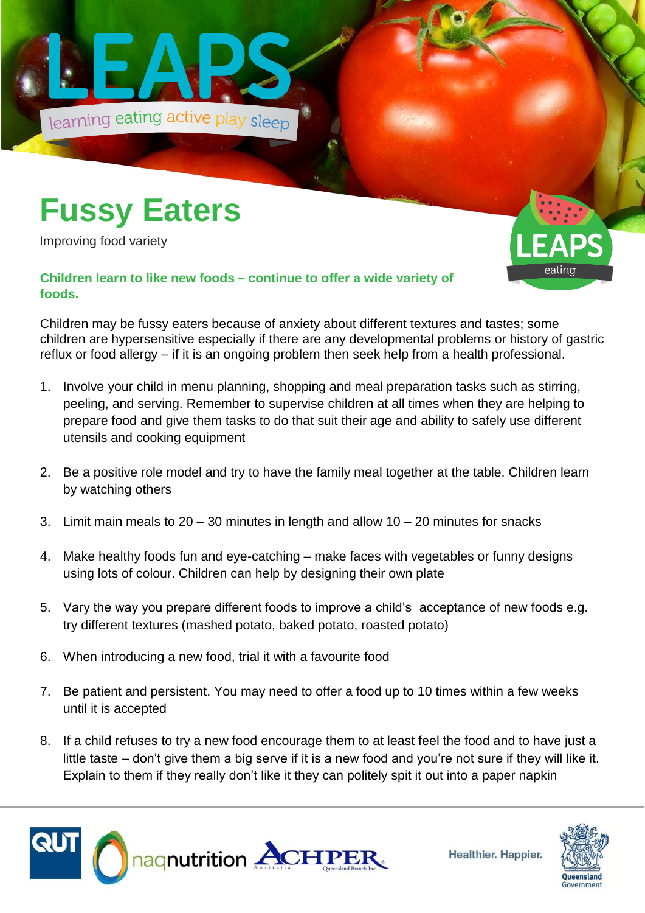# LEAPS

learning eating active play sleep

## Fussy Eaters

Improving food variety

**Children learn to like new foods – continue to offer a wide variety of foods.**

Children may be fussy eaters because of anxiety about different textures and tastes; some children are hypersensitive especially if there are any developmental problems or history of gastric reflux or food allergy – if it is an ongoing problem then seek help from a health professional.

1. Involve your child in menu planning, shopping and meal preparation tasks such as stirring, peeling, and serving. Remember to supervise children at all times when they are helping to prepare food and give them tasks to do that suit their age and ability to safely use different utensils and cooking equipment

2. Be a positive role model and try to have the family meal together at the table. Children learn by watching others

3. Limit main meals to 20 – 30 minutes in length and allow 10 – 20 minutes for snacks

4. Make healthy foods fun and eye-catching – make faces with vegetables or funny designs using lots of colour. Children can help by designing their own plate

5. Vary the way you prepare different foods to improve a child's acceptance of new foods e.g. try different textures (mashed potato, baked potato, roasted potato)

6. When introducing a new food, trial it with a favourite food

7. Be patient and persistent. You may need to offer a food up to 10 times within a few weeks until it is accepted

8. If a child refuses to try a new food encourage them to at least feel the food and to have just a little taste – don't give them a big serve if it is a new food and you're not sure if they will like it. Explain to them if they really don't like it they can politely spit it out into a paper napkin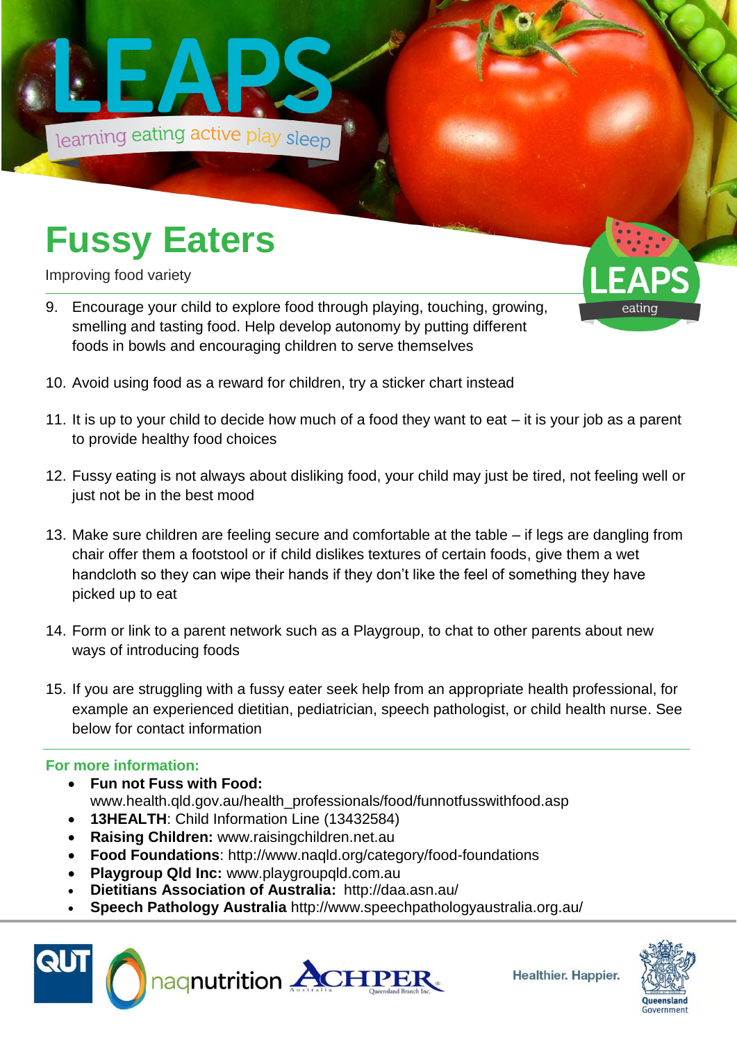# LEAPS

learning eating active play sleep

## Fussy Eaters

Improving food variety

LEAPS eating

9. Encourage your child to explore food through playing, touching, growing, smelling and tasting food. Help develop autonomy by putting different foods in bowls and encouraging children to serve themselves

10. Avoid using food as a reward for children, try a sticker chart instead

11. It is up to your child to decide how much of a food they want to eat – it is your job as a parent to provide healthy food choices

12. Fussy eating is not always about disliking food, your child may just be tired, not feeling well or just not be in the best mood

13. Make sure children are feeling secure and comfortable at the table – if legs are dangling from chair offer them a footstool or if child dislikes textures of certain foods, give them a wet handcloth so they can wipe their hands if they don't like the feel of something they have picked up to eat

14. Form or link to a parent network such as a Playgroup, to chat to other parents about new ways of introducing foods

15. If you are struggling with a fussy eater seek help from an appropriate health professional, for example an experienced dietitian, pediatrician, speech pathologist, or child health nurse. See below for contact information

### For more information:

- **Fun not Fuss with Food:** www.health.qld.gov.au/health_professionals/food/funnotfusswithfood.asp
- **13HEALTH**: Child Information Line (13432584)
- **Raising Children:** www.raisingchildren.net.au
- **Food Foundations**: http://www.naqld.org/category/food-foundations
- **Playgroup Qld Inc:** www.playgroupqld.com.au
- **Dietitians Association of Australia:** http://daa.asn.au/
- **Speech Pathology Australia** http://www.speechpathologyaustralia.org.au/

QUT naqnutrition ACHPER Australia Queensland Branch Inc. Healthier. Happier. Queensland Government